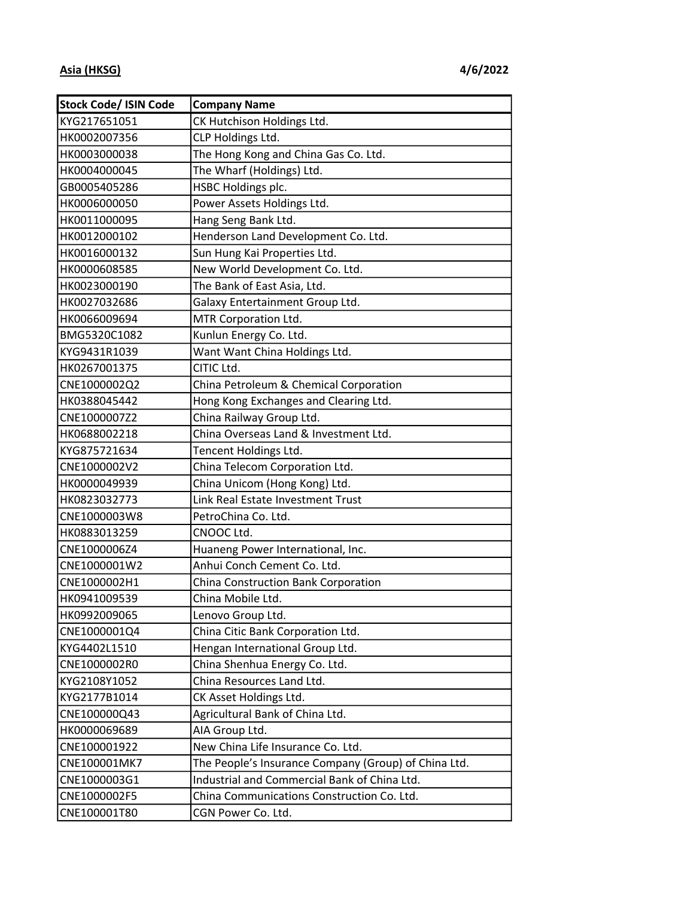**Asia (HKSG)** **4/6/2022**

| Stock Code/ ISIN Code | Company Name |
|---|---|
| KYG217651051 | CK Hutchison Holdings Ltd. |
| HK0002007356 | CLP Holdings Ltd. |
| HK0003000038 | The Hong Kong and China Gas Co. Ltd. |
| HK0004000045 | The Wharf (Holdings) Ltd. |
| GB0005405286 | HSBC Holdings plc. |
| HK0006000050 | Power Assets Holdings Ltd. |
| HK0011000095 | Hang Seng Bank Ltd. |
| HK0012000102 | Henderson Land Development Co. Ltd. |
| HK0016000132 | Sun Hung Kai Properties Ltd. |
| HK0000608585 | New World Development Co. Ltd. |
| HK0023000190 | The Bank of East Asia, Ltd. |
| HK0027032686 | Galaxy Entertainment Group Ltd. |
| HK0066009694 | MTR Corporation Ltd. |
| BMG5320C1082 | Kunlun Energy Co. Ltd. |
| KYG9431R1039 | Want Want China Holdings Ltd. |
| HK0267001375 | CITIC Ltd. |
| CNE1000002Q2 | China Petroleum & Chemical Corporation |
| HK0388045442 | Hong Kong Exchanges and Clearing Ltd. |
| CNE1000007Z2 | China Railway Group Ltd. |
| HK0688002218 | China Overseas Land & Investment Ltd. |
| KYG875721634 | Tencent Holdings Ltd. |
| CNE1000002V2 | China Telecom Corporation Ltd. |
| HK0000049939 | China Unicom (Hong Kong) Ltd. |
| HK0823032773 | Link Real Estate Investment Trust |
| CNE1000003W8 | PetroChina Co. Ltd. |
| HK0883013259 | CNOOC Ltd. |
| CNE1000006Z4 | Huaneng Power International, Inc. |
| CNE1000001W2 | Anhui Conch Cement Co. Ltd. |
| CNE1000002H1 | China Construction Bank Corporation |
| HK0941009539 | China Mobile Ltd. |
| HK0992009065 | Lenovo Group Ltd. |
| CNE1000001Q4 | China Citic Bank Corporation Ltd. |
| KYG4402L1510 | Hengan International Group Ltd. |
| CNE1000002R0 | China Shenhua Energy Co. Ltd. |
| KYG2108Y1052 | China Resources Land Ltd. |
| KYG2177B1014 | CK Asset Holdings Ltd. |
| CNE100000Q43 | Agricultural Bank of China Ltd. |
| HK0000069689 | AIA Group Ltd. |
| CNE100001922 | New China Life Insurance Co. Ltd. |
| CNE100001MK7 | The People's Insurance Company (Group) of China Ltd. |
| CNE1000003G1 | Industrial and Commercial Bank of China Ltd. |
| CNE1000002F5 | China Communications Construction Co. Ltd. |
| CNE100001T80 | CGN Power Co. Ltd. |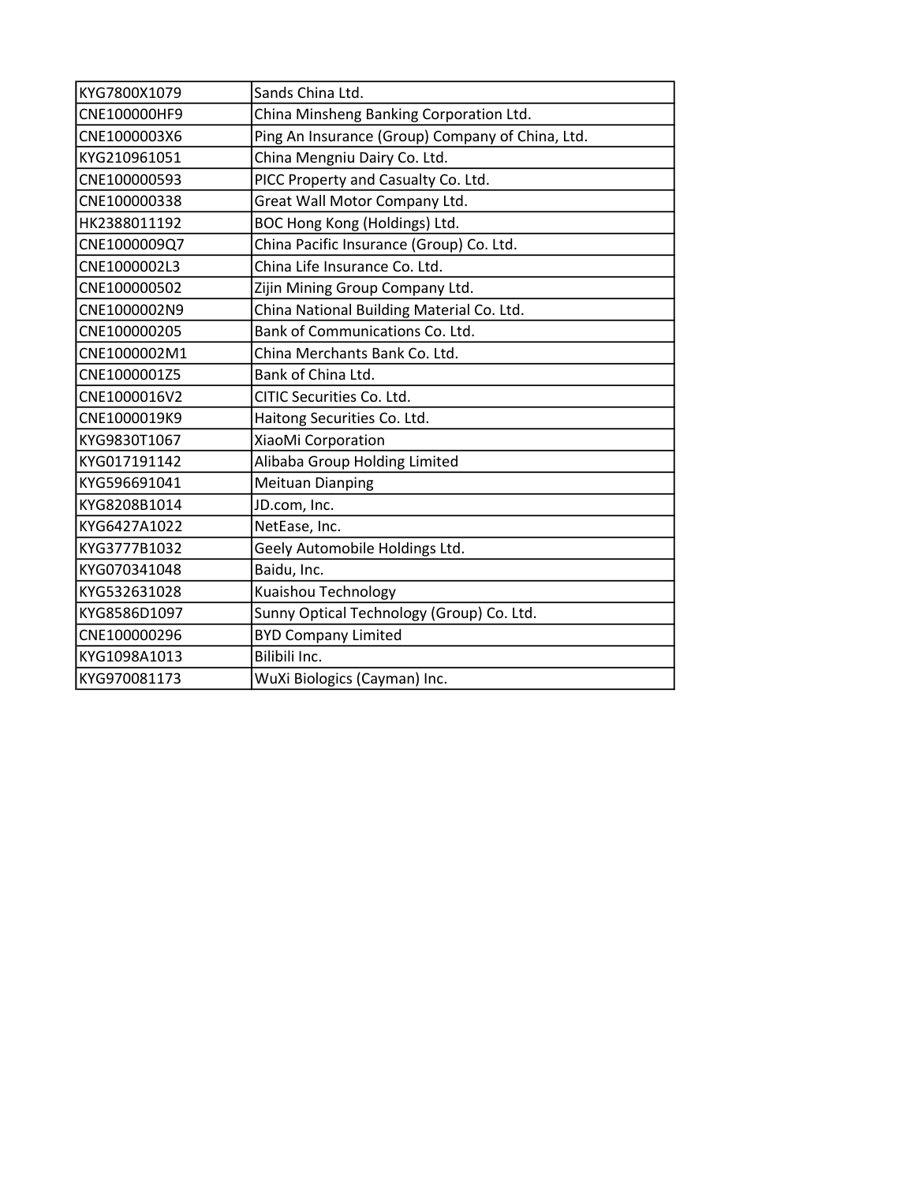| | |
|---|---|
| KYG7800X1079 | Sands China Ltd. |
| CNE100000HF9 | China Minsheng Banking Corporation Ltd. |
| CNE1000003X6 | Ping An Insurance (Group) Company of China, Ltd. |
| KYG210961051 | China Mengniu Dairy Co. Ltd. |
| CNE100000593 | PICC Property and Casualty Co. Ltd. |
| CNE100000338 | Great Wall Motor Company Ltd. |
| HK2388011192 | BOC Hong Kong (Holdings) Ltd. |
| CNE1000009Q7 | China Pacific Insurance (Group) Co. Ltd. |
| CNE1000002L3 | China Life Insurance Co. Ltd. |
| CNE100000502 | Zijin Mining Group Company Ltd. |
| CNE1000002N9 | China National Building Material Co. Ltd. |
| CNE100000205 | Bank of Communications Co. Ltd. |
| CNE1000002M1 | China Merchants Bank Co. Ltd. |
| CNE1000001Z5 | Bank of China Ltd. |
| CNE1000016V2 | CITIC Securities Co. Ltd. |
| CNE1000019K9 | Haitong Securities Co. Ltd. |
| KYG9830T1067 | XiaoMi Corporation |
| KYG017191142 | Alibaba Group Holding Limited |
| KYG596691041 | Meituan Dianping |
| KYG8208B1014 | JD.com, Inc. |
| KYG6427A1022 | NetEase, Inc. |
| KYG3777B1032 | Geely Automobile Holdings Ltd. |
| KYG070341048 | Baidu, Inc. |
| KYG532631028 | Kuaishou Technology |
| KYG8586D1097 | Sunny Optical Technology (Group) Co. Ltd. |
| CNE100000296 | BYD Company Limited |
| KYG1098A1013 | Bilibili Inc. |
| KYG970081173 | WuXi Biologics (Cayman) Inc. |